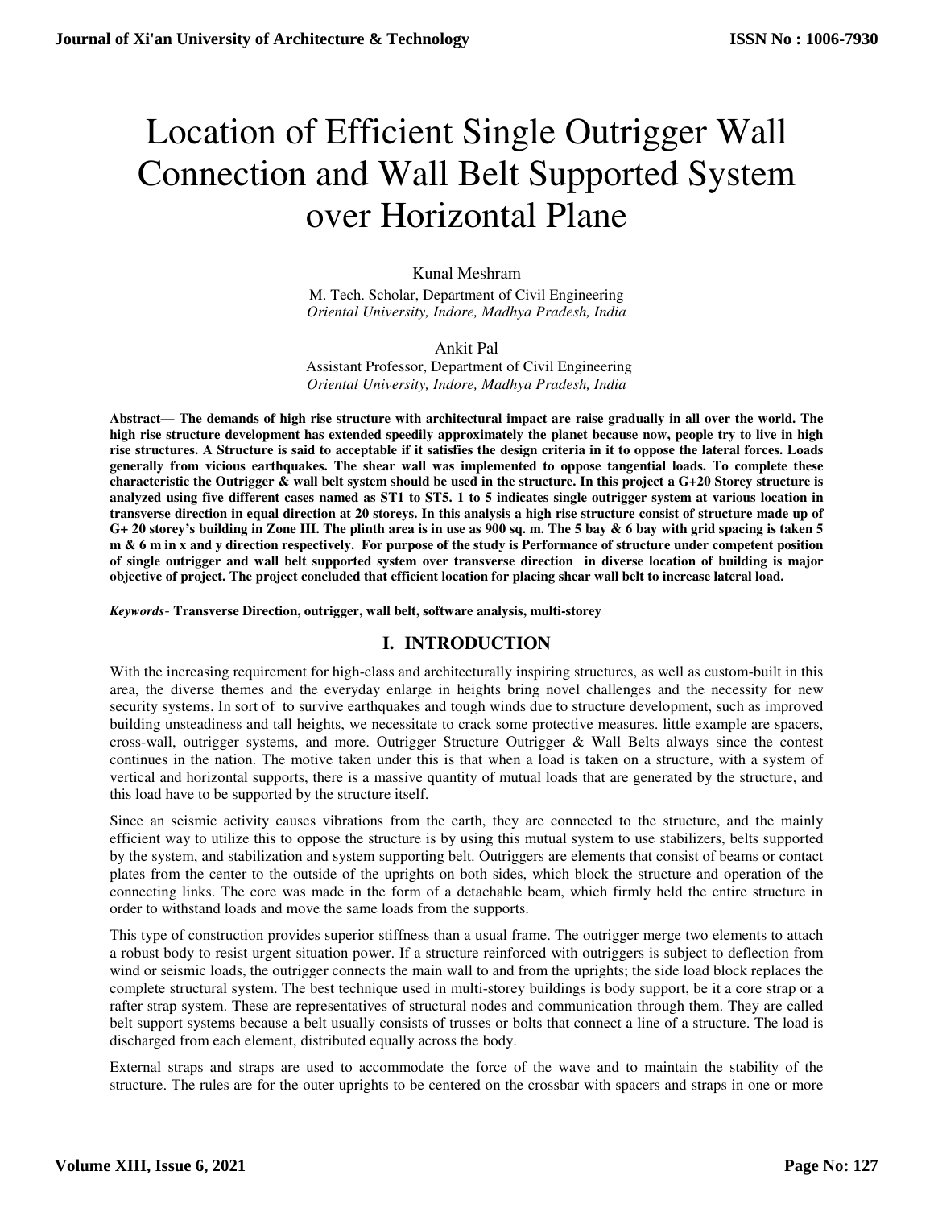# Location of Efficient Single Outrigger Wall Connection and Wall Belt Supported System over Horizontal Plane

Kunal Meshram
M. Tech. Scholar, Department of Civil Engineering
*Oriental University, Indore, Madhya Pradesh, India*

Ankit Pal
Assistant Professor, Department of Civil Engineering
*Oriental University, Indore, Madhya Pradesh, India*

**Abstract— The demands of high rise structure with architectural impact are raise gradually in all over the world. The high rise structure development has extended speedily approximately the planet because now, people try to live in high rise structures. A Structure is said to acceptable if it satisfies the design criteria in it to oppose the lateral forces. Loads generally from vicious earthquakes. The shear wall was implemented to oppose tangential loads. To complete these characteristic the Outrigger & wall belt system should be used in the structure. In this project a G+20 Storey structure is analyzed using five different cases named as ST1 to ST5. 1 to 5 indicates single outrigger system at various location in transverse direction in equal direction at 20 storeys. In this analysis a high rise structure consist of structure made up of G+ 20 storey's building in Zone III. The plinth area is in use as 900 sq. m. The 5 bay & 6 bay with grid spacing is taken 5 m & 6 m in x and y direction respectively. For purpose of the study is Performance of structure under competent position of single outrigger and wall belt supported system over transverse direction in diverse location of building is major objective of project. The project concluded that efficient location for placing shear wall belt to increase lateral load.**

***Keywords***- **Transverse Direction, outrigger, wall belt, software analysis, multi-storey**

## I. INTRODUCTION

With the increasing requirement for high-class and architecturally inspiring structures, as well as custom-built in this area, the diverse themes and the everyday enlarge in heights bring novel challenges and the necessity for new security systems. In sort of to survive earthquakes and tough winds due to structure development, such as improved building unsteadiness and tall heights, we necessitate to crack some protective measures. little example are spacers, cross-wall, outrigger systems, and more. Outrigger Structure Outrigger & Wall Belts always since the contest continues in the nation. The motive taken under this is that when a load is taken on a structure, with a system of vertical and horizontal supports, there is a massive quantity of mutual loads that are generated by the structure, and this load have to be supported by the structure itself.

Since an seismic activity causes vibrations from the earth, they are connected to the structure, and the mainly efficient way to utilize this to oppose the structure is by using this mutual system to use stabilizers, belts supported by the system, and stabilization and system supporting belt. Outriggers are elements that consist of beams or contact plates from the center to the outside of the uprights on both sides, which block the structure and operation of the connecting links. The core was made in the form of a detachable beam, which firmly held the entire structure in order to withstand loads and move the same loads from the supports.

This type of construction provides superior stiffness than a usual frame. The outrigger merge two elements to attach a robust body to resist urgent situation power. If a structure reinforced with outriggers is subject to deflection from wind or seismic loads, the outrigger connects the main wall to and from the uprights; the side load block replaces the complete structural system. The best technique used in multi-storey buildings is body support, be it a core strap or a rafter strap system. These are representatives of structural nodes and communication through them. They are called belt support systems because a belt usually consists of trusses or bolts that connect a line of a structure. The load is discharged from each element, distributed equally across the body.

External straps and straps are used to accommodate the force of the wave and to maintain the stability of the structure. The rules are for the outer uprights to be centered on the crossbar with spacers and straps in one or more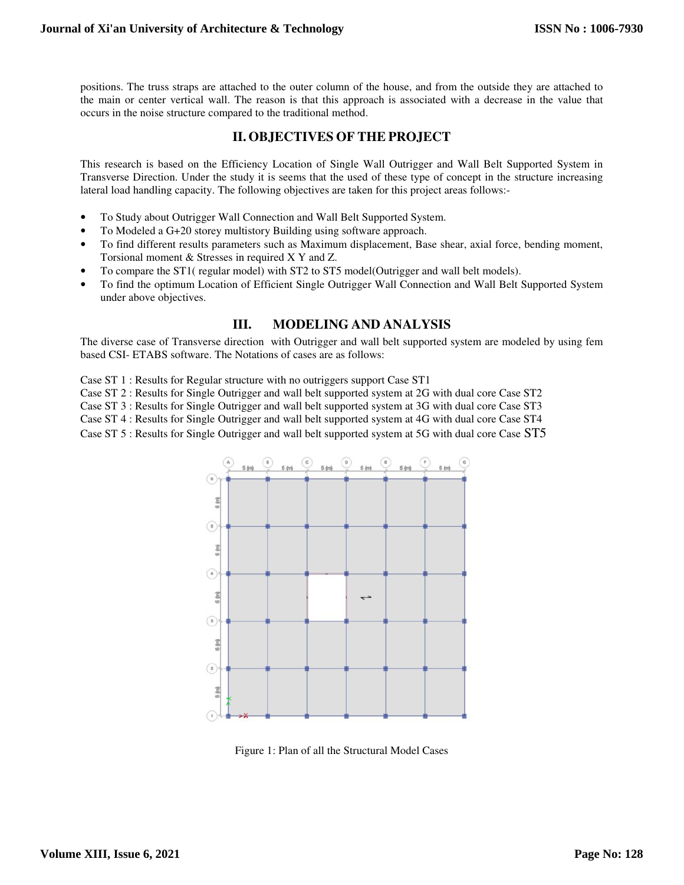positions. The truss straps are attached to the outer column of the house, and from the outside they are attached to the main or center vertical wall. The reason is that this approach is associated with a decrease in the value that occurs in the noise structure compared to the traditional method.

## II. OBJECTIVES OF THE PROJECT

This research is based on the Efficiency Location of Single Wall Outrigger and Wall Belt Supported System in Transverse Direction. Under the study it is seems that the used of these type of concept in the structure increasing lateral load handling capacity. The following objectives are taken for this project areas follows:-

- To Study about Outrigger Wall Connection and Wall Belt Supported System.
- To Modeled a G+20 storey multistory Building using software approach.
- To find different results parameters such as Maximum displacement, Base shear, axial force, bending moment, Torsional moment & Stresses in required X Y and Z.
- To compare the ST1( regular model) with ST2 to ST5 model(Outrigger and wall belt models).
- To find the optimum Location of Efficient Single Outrigger Wall Connection and Wall Belt Supported System under above objectives.

## III. MODELING AND ANALYSIS

The diverse case of Transverse direction with Outrigger and wall belt supported system are modeled by using fem based CSI- ETABS software. The Notations of cases are as follows:

Case ST 1 : Results for Regular structure with no outriggers support Case ST1
Case ST 2 : Results for Single Outrigger and wall belt supported system at 2G with dual core Case ST2
Case ST 3 : Results for Single Outrigger and wall belt supported system at 3G with dual core Case ST3
Case ST 4 : Results for Single Outrigger and wall belt supported system at 4G with dual core Case ST4
Case ST 5 : Results for Single Outrigger and wall belt supported system at 5G with dual core Case ST5

Figure 1: Plan of all the Structural Model Cases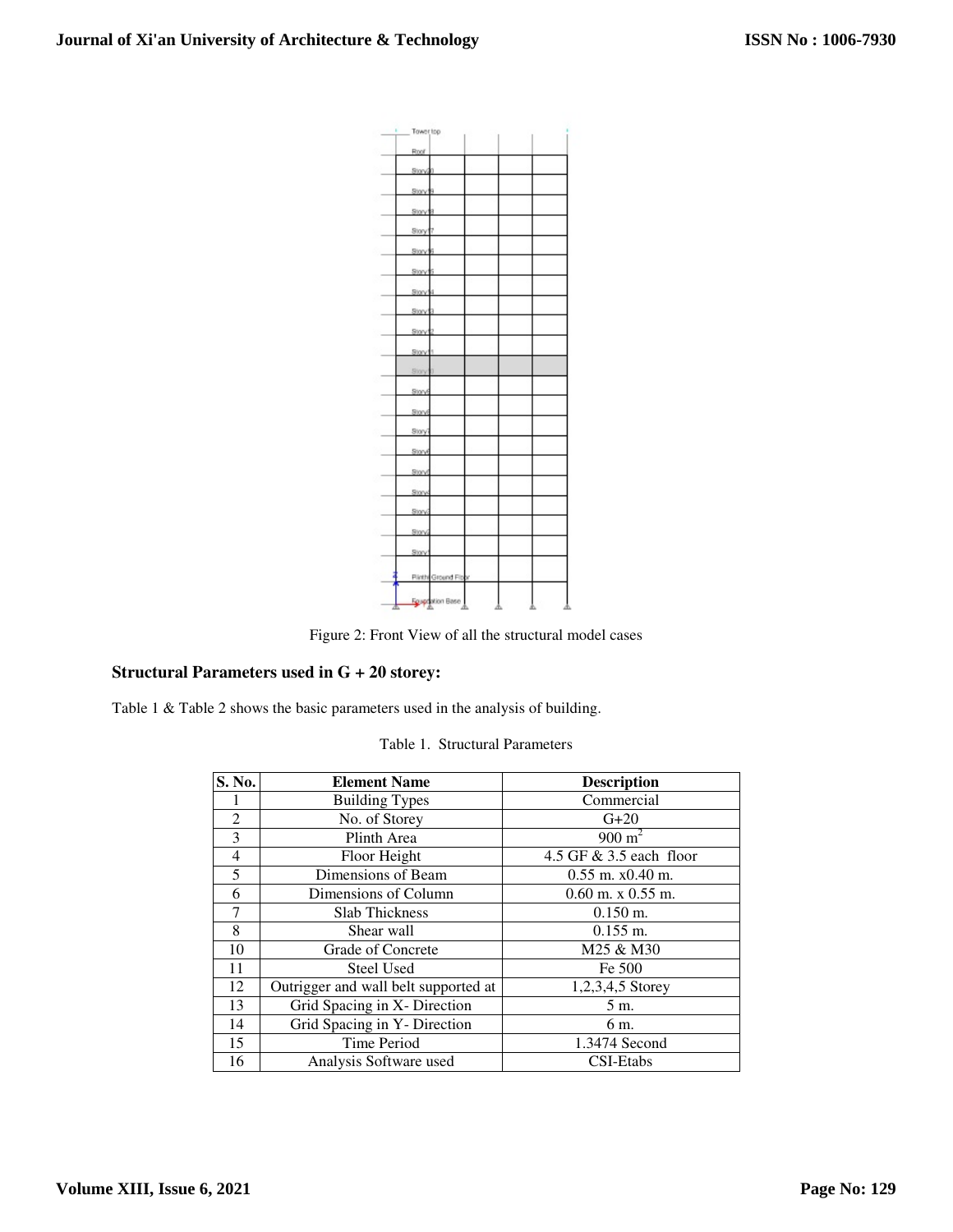Figure 2: Front View of all the structural model cases

### Structural Parameters used in G + 20 storey:

Table 1 & Table 2 shows the basic parameters used in the analysis of building.

Table 1. Structural Parameters

| S. No. | Element Name | Description |
|---|---|---|
| 1 | Building Types | Commercial |
| 2 | No. of Storey | G+20 |
| 3 | Plinth Area | 900 $m^2$ |
| 4 | Floor Height | 4.5 GF & 3.5 each floor |
| 5 | Dimensions of Beam | 0.55 m. x0.40 m. |
| 6 | Dimensions of Column | 0.60 m. x 0.55 m. |
| 7 | Slab Thickness | 0.150 m. |
| 8 | Shear wall | 0.155 m. |
| 10 | Grade of Concrete | M25 & M30 |
| 11 | Steel Used | Fe 500 |
| 12 | Outrigger and wall belt supported at | 1,2,3,4,5 Storey |
| 13 | Grid Spacing in X- Direction | 5 m. |
| 14 | Grid Spacing in Y- Direction | 6 m. |
| 15 | Time Period | 1.3474 Second |
| 16 | Analysis Software used | CSI-Etabs |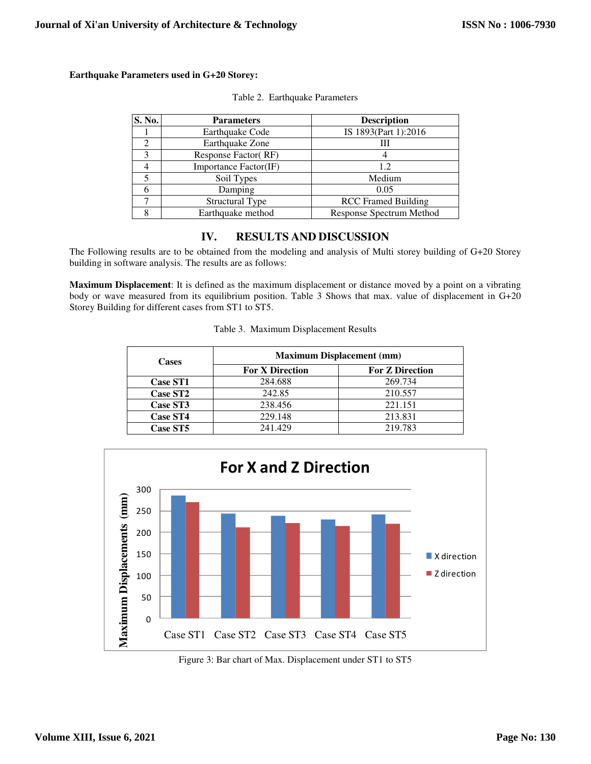**Earthquake Parameters used in G+20 Storey:**

Table 2. Earthquake Parameters

| S. No. | Parameters | Description |
|---|---|---|
| 1 | Earthquake Code | IS 1893(Part 1):2016 |
| 2 | Earthquake Zone | III |
| 3 | Response Factor( RF) | 4 |
| 4 | Importance Factor(IF) | 1.2 |
| 5 | Soil Types | Medium |
| 6 | Damping | 0.05 |
| 7 | Structural Type | RCC Framed Building |
| 8 | Earthquake method | Response Spectrum Method |

## IV. RESULTS AND DISCUSSION

The Following results are to be obtained from the modeling and analysis of Multi storey building of G+20 Storey building in software analysis. The results are as follows:

**Maximum Displacement**: It is defined as the maximum displacement or distance moved by a point on a vibrating body or wave measured from its equilibrium position. Table 3 Shows that max. value of displacement in G+20 Storey Building for different cases from ST1 to ST5.

Table 3. Maximum Displacement Results

| Cases | Maximum Displacement (mm) | |
|---|---|---|
| | For X Direction | For Z Direction |
| Case ST1 | 284.688 | 269.734 |
| Case ST2 | 242.85 | 210.557 |
| Case ST3 | 238.456 | 221.151 |
| Case ST4 | 229.148 | 213.831 |
| Case ST5 | 241.429 | 219.783 |

Figure 3: Bar chart of Max. Displacement under ST1 to ST5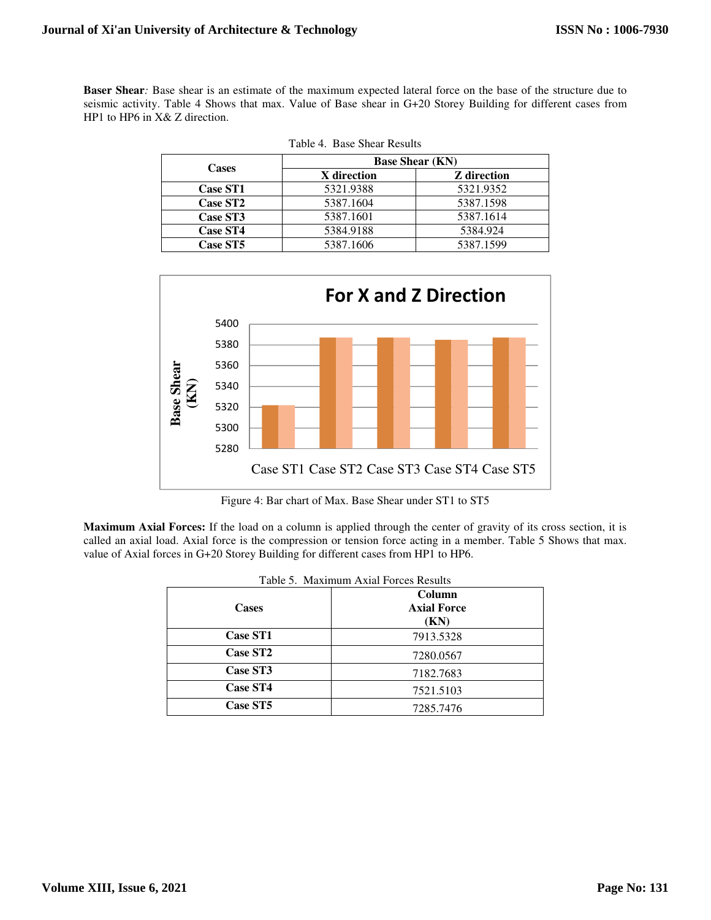**Baser Shear**: Base shear is an estimate of the maximum expected lateral force on the base of the structure due to seismic activity. Table 4 Shows that max. Value of Base shear in G+20 Storey Building for different cases from HP1 to HP6 in X& Z direction.

Table 4. Base Shear Results

| Cases | Base Shear (KN) | |
|---|---|---|
| | X direction | Z direction |
| Case ST1 | 5321.9388 | 5321.9352 |
| Case ST2 | 5387.1604 | 5387.1598 |
| Case ST3 | 5387.1601 | 5387.1614 |
| Case ST4 | 5384.9188 | 5384.924 |
| Case ST5 | 5387.1606 | 5387.1599 |

Figure 4: Bar chart of Max. Base Shear under ST1 to ST5

**Maximum Axial Forces:** If the load on a column is applied through the center of gravity of its cross section, it is called an axial load. Axial force is the compression or tension force acting in a member. Table 5 Shows that max. value of Axial forces in G+20 Storey Building for different cases from HP1 to HP6.

Table 5. Maximum Axial Forces Results

| Cases | Column Axial Force (KN) |
|---|---|
| Case ST1 | 7913.5328 |
| Case ST2 | 7280.0567 |
| Case ST3 | 7182.7683 |
| Case ST4 | 7521.5103 |
| Case ST5 | 7285.7476 |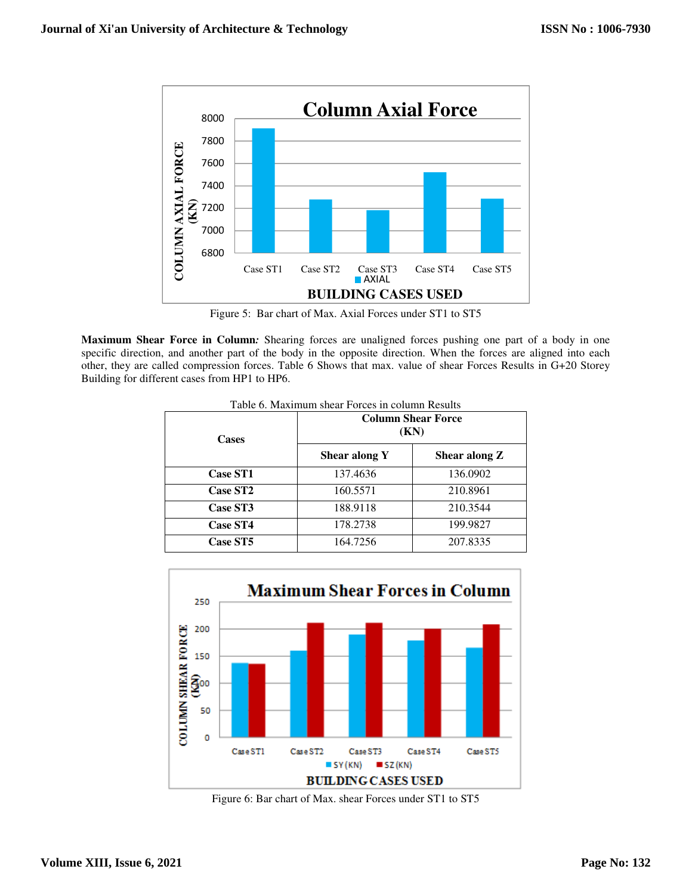Figure 5: Bar chart of Max. Axial Forces under ST1 to ST5

**Maximum Shear Force in Column***:* Shearing forces are unaligned forces pushing one part of a body in one specific direction, and another part of the body in the opposite direction. When the forces are aligned into each other, they are called compression forces. Table 6 Shows that max. value of shear Forces Results in G+20 Storey Building for different cases from HP1 to HP6.

Table 6. Maximum shear Forces in column Results

| Cases | Column Shear Force (KN) | |
|---|---|---|
| | Shear along Y | Shear along Z |
| **Case ST1** | 137.4636 | 136.0902 |
| **Case ST2** | 160.5571 | 210.8961 |
| **Case ST3** | 188.9118 | 210.3544 |
| **Case ST4** | 178.2738 | 199.9827 |
| **Case ST5** | 164.7256 | 207.8335 |

Figure 6: Bar chart of Max. shear Forces under ST1 to ST5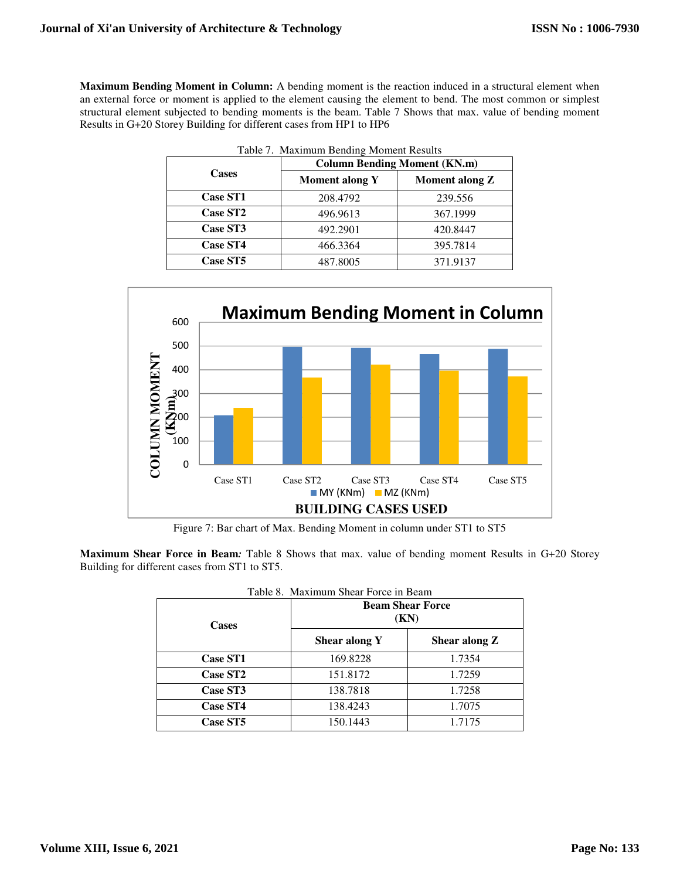**Maximum Bending Moment in Column:** A bending moment is the reaction induced in a structural element when an external force or moment is applied to the element causing the element to bend. The most common or simplest structural element subjected to bending moments is the beam. Table 7 Shows that max. value of bending moment Results in G+20 Storey Building for different cases from HP1 to HP6

Table 7. Maximum Bending Moment Results

| Cases | Column Bending Moment (KN.m) | |
|---|---|---|
| | Moment along Y | Moment along Z |
| Case ST1 | 208.4792 | 239.556 |
| Case ST2 | 496.9613 | 367.1999 |
| Case ST3 | 492.2901 | 420.8447 |
| Case ST4 | 466.3364 | 395.7814 |
| Case ST5 | 487.8005 | 371.9137 |

Figure 7: Bar chart of Max. Bending Moment in column under ST1 to ST5

**Maximum Shear Force in Beam*:*** Table 8 Shows that max. value of bending moment Results in G+20 Storey Building for different cases from ST1 to ST5.

Table 8. Maximum Shear Force in Beam

| Cases | Beam Shear Force (KN) | |
|---|---|---|
| | Shear along Y | Shear along Z |
| Case ST1 | 169.8228 | 1.7354 |
| Case ST2 | 151.8172 | 1.7259 |
| Case ST3 | 138.7818 | 1.7258 |
| Case ST4 | 138.4243 | 1.7075 |
| Case ST5 | 150.1443 | 1.7175 |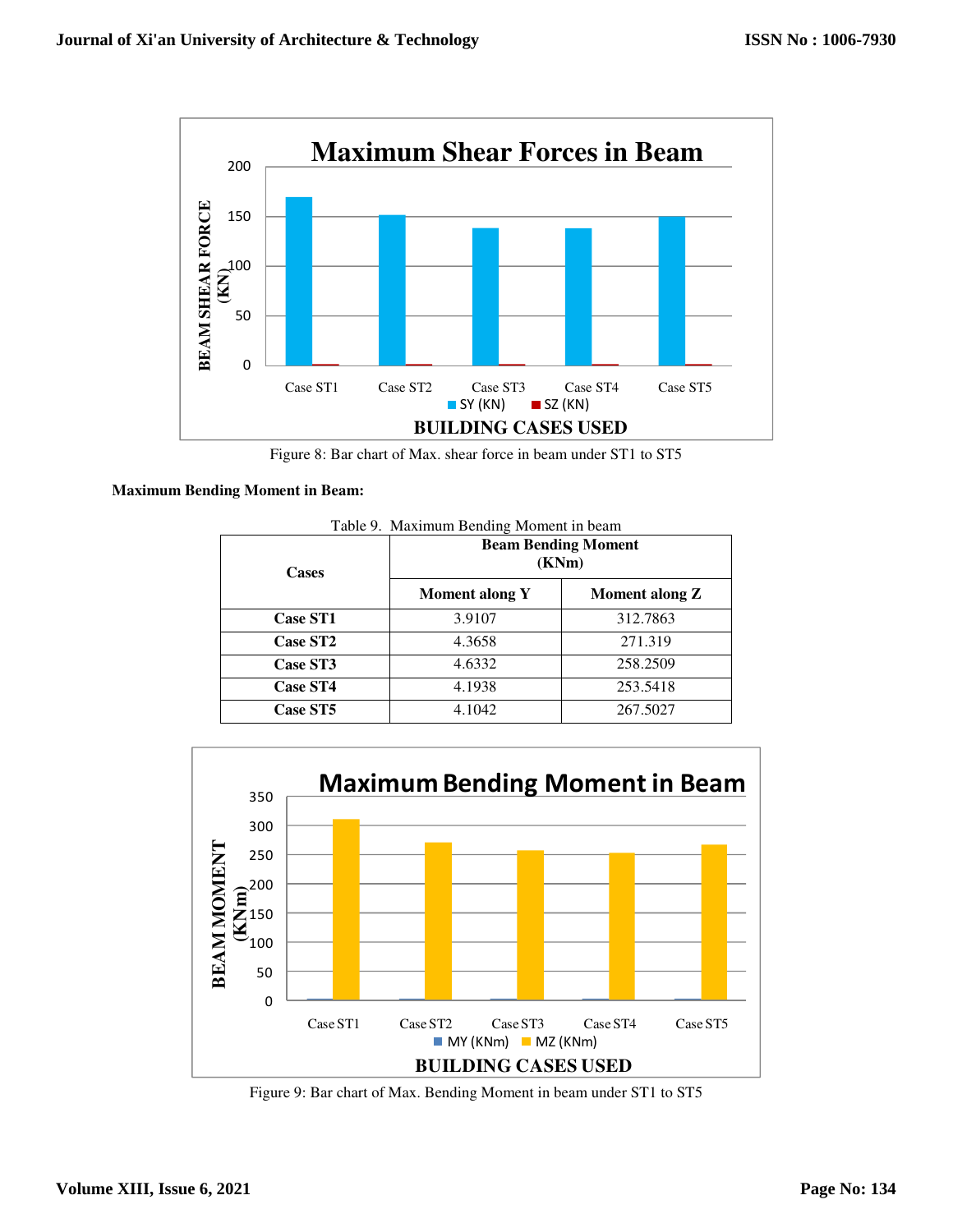Figure 8: Bar chart of Max. shear force in beam under ST1 to ST5

**Maximum Bending Moment in Beam:**

Table 9. Maximum Bending Moment in beam

| Cases | Beam Bending Moment (KNm) | |
|---|---|---|
| | Moment along Y | Moment along Z |
| **Case ST1** | 3.9107 | 312.7863 |
| **Case ST2** | 4.3658 | 271.319 |
| **Case ST3** | 4.6332 | 258.2509 |
| **Case ST4** | 4.1938 | 253.5418 |
| **Case ST5** | 4.1042 | 267.5027 |

Figure 9: Bar chart of Max. Bending Moment in beam under ST1 to ST5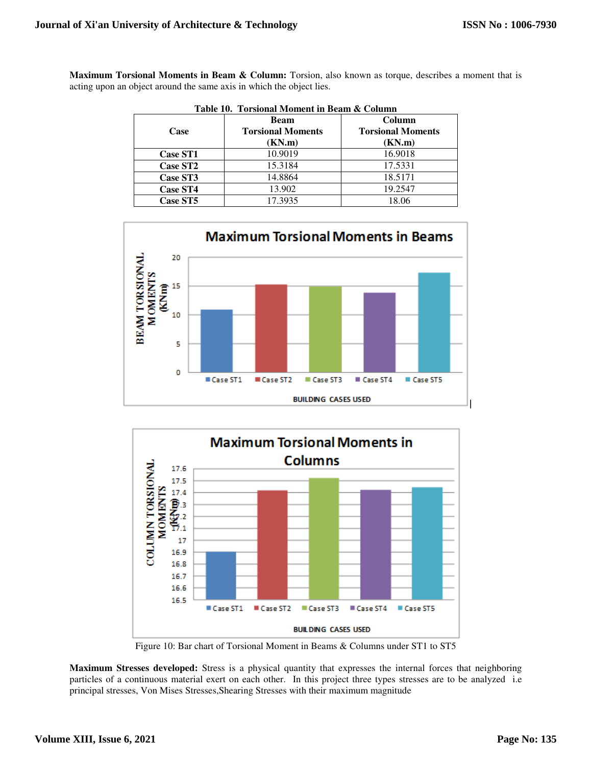**Maximum Torsional Moments in Beam & Column:** Torsion, also known as torque, describes a moment that is acting upon an object around the same axis in which the object lies.

**Table 10. Torsional Moment in Beam & Column**

| Case | Beam Torsional Moments (KN.m) | Column Torsional Moments (KN.m) |
|---|---|---|
| **Case ST1** | 10.9019 | 16.9018 |
| **Case ST2** | 15.3184 | 17.5331 |
| **Case ST3** | 14.8864 | 18.5171 |
| **Case ST4** | 13.902 | 19.2547 |
| **Case ST5** | 17.3935 | 18.06 |

Figure 10: Bar chart of Torsional Moment in Beams & Columns under ST1 to ST5

**Maximum Stresses developed:** Stress is a physical quantity that expresses the internal forces that neighboring particles of a continuous material exert on each other. In this project three types stresses are to be analyzed i.e principal stresses, Von Mises Stresses,Shearing Stresses with their maximum magnitude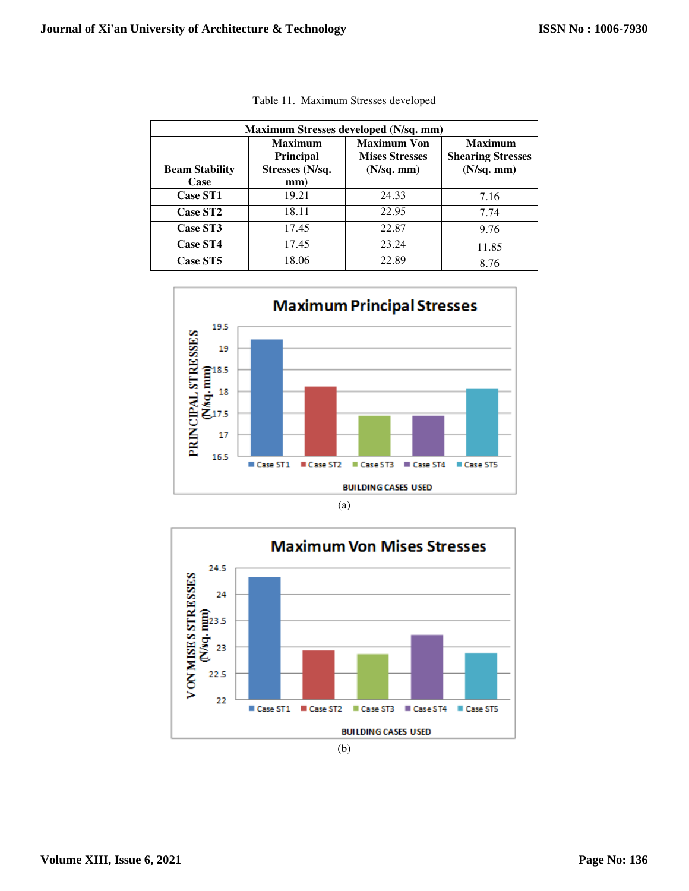Table 11. Maximum Stresses developed

| Maximum Stresses developed (N/sq. mm) | | | |
|---|---|---|---|
| Beam Stability Case | Maximum Principal Stresses (N/sq. mm) | Maximum Von Mises Stresses (N/sq. mm) | Maximum Shearing Stresses (N/sq. mm) |
| Case ST1 | 19.21 | 24.33 | 7.16 |
| Case ST2 | 18.11 | 22.95 | 7.74 |
| Case ST3 | 17.45 | 22.87 | 9.76 |
| Case ST4 | 17.45 | 23.24 | 11.85 |
| Case ST5 | 18.06 | 22.89 | 8.76 |

(a)

(b)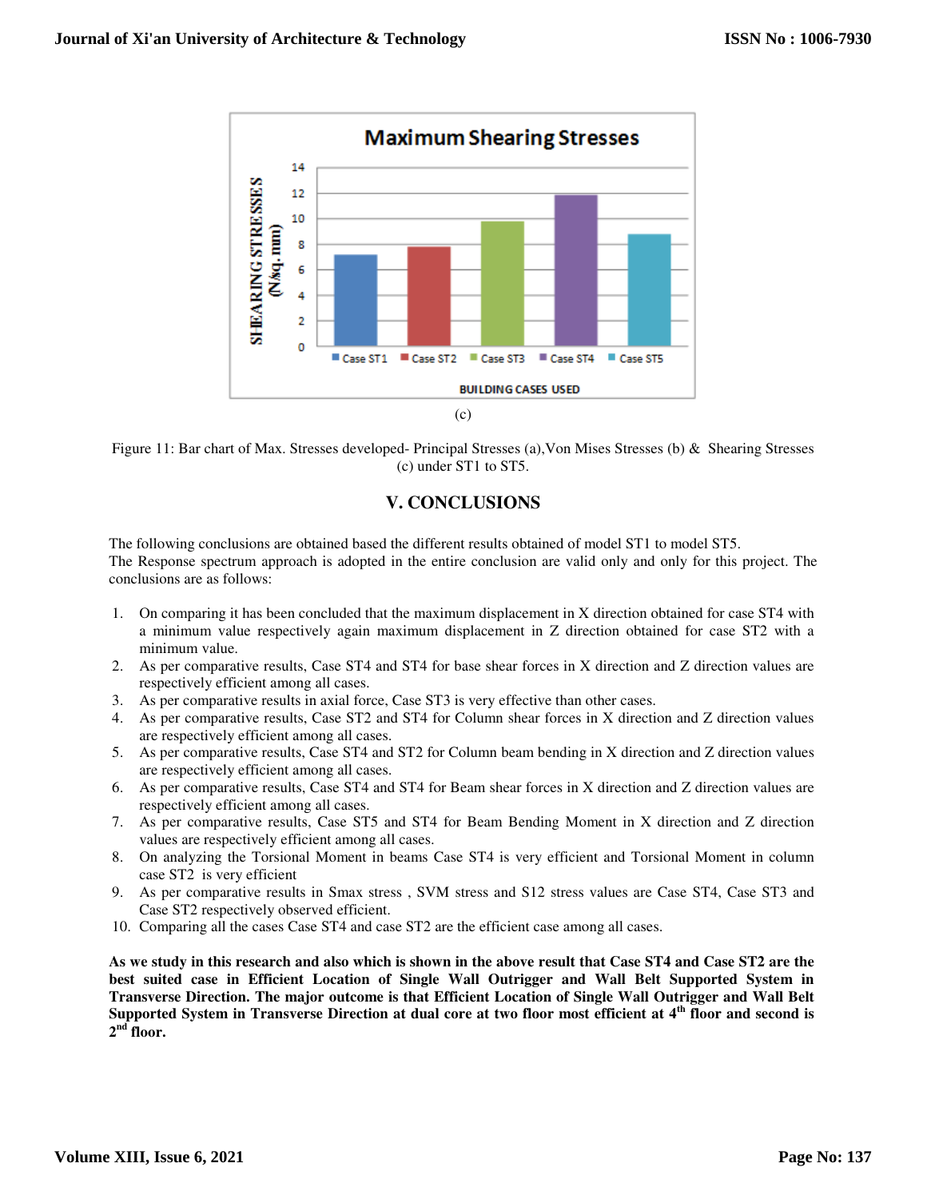(c)

Figure 11: Bar chart of Max. Stresses developed- Principal Stresses (a),Von Mises Stresses (b) & Shearing Stresses (c) under ST1 to ST5.

## V. CONCLUSIONS

The following conclusions are obtained based the different results obtained of model ST1 to model ST5.
The Response spectrum approach is adopted in the entire conclusion are valid only and only for this project. The conclusions are as follows:

1. On comparing it has been concluded that the maximum displacement in X direction obtained for case ST4 with a minimum value respectively again maximum displacement in Z direction obtained for case ST2 with a minimum value.
2. As per comparative results, Case ST4 and ST4 for base shear forces in X direction and Z direction values are respectively efficient among all cases.
3. As per comparative results in axial force, Case ST3 is very effective than other cases.
4. As per comparative results, Case ST2 and ST4 for Column shear forces in X direction and Z direction values are respectively efficient among all cases.
5. As per comparative results, Case ST4 and ST2 for Column beam bending in X direction and Z direction values are respectively efficient among all cases.
6. As per comparative results, Case ST4 and ST4 for Beam shear forces in X direction and Z direction values are respectively efficient among all cases.
7. As per comparative results, Case ST5 and ST4 for Beam Bending Moment in X direction and Z direction values are respectively efficient among all cases.
8. On analyzing the Torsional Moment in beams Case ST4 is very efficient and Torsional Moment in column case ST2 is very efficient
9. As per comparative results in Smax stress , SVM stress and S12 stress values are Case ST4, Case ST3 and Case ST2 respectively observed efficient.
10. Comparing all the cases Case ST4 and case ST2 are the efficient case among all cases.

**As we study in this research and also which is shown in the above result that Case ST4 and Case ST2 are the best suited case in Efficient Location of Single Wall Outrigger and Wall Belt Supported System in Transverse Direction. The major outcome is that Efficient Location of Single Wall Outrigger and Wall Belt Supported System in Transverse Direction at dual core at two floor most efficient at 4$^{th}$ floor and second is 2$^{nd}$ floor.**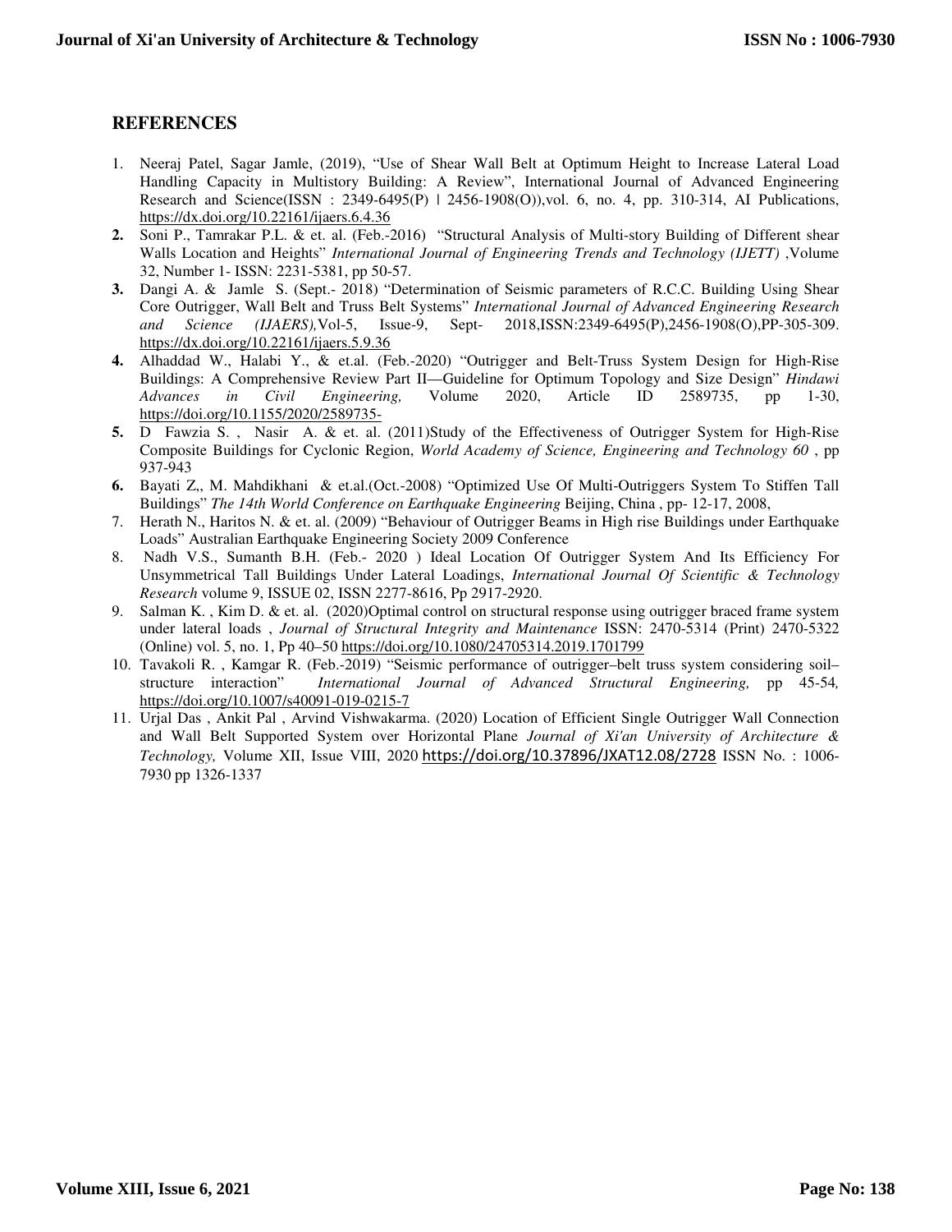## REFERENCES

1. Neeraj Patel, Sagar Jamle, (2019), "Use of Shear Wall Belt at Optimum Height to Increase Lateral Load Handling Capacity in Multistory Building: A Review", International Journal of Advanced Engineering Research and Science(ISSN : 2349-6495(P) | 2456-1908(O)),vol. 6, no. 4, pp. 310-314, AI Publications, https://dx.doi.org/10.22161/ijaers.6.4.36
2. Soni P., Tamrakar P.L. & et. al. (Feb.-2016) "Structural Analysis of Multi-story Building of Different shear Walls Location and Heights" *International Journal of Engineering Trends and Technology (IJETT)* ,Volume 32, Number 1- ISSN: 2231-5381, pp 50-57.
3. Dangi A. & Jamle S. (Sept.- 2018) "Determination of Seismic parameters of R.C.C. Building Using Shear Core Outrigger, Wall Belt and Truss Belt Systems" *International Journal of Advanced Engineering Research and Science (IJAERS),*Vol-5, Issue-9, Sept- 2018,ISSN:2349-6495(P),2456-1908(O),PP-305-309. https://dx.doi.org/10.22161/ijaers.5.9.36
4. Alhaddad W., Halabi Y., & et.al. (Feb.-2020) "Outrigger and Belt-Truss System Design for High-Rise Buildings: A Comprehensive Review Part II—Guideline for Optimum Topology and Size Design" *Hindawi Advances in Civil Engineering,* Volume 2020, Article ID 2589735, pp 1-30, https://doi.org/10.1155/2020/2589735-
5. D Fawzia S. , Nasir A. & et. al. (2011)Study of the Effectiveness of Outrigger System for High-Rise Composite Buildings for Cyclonic Region, *World Academy of Science, Engineering and Technology 60* , pp 937-943
6. Bayati Z,, M. Mahdikhani & et.al.(Oct.-2008) "Optimized Use Of Multi-Outriggers System To Stiffen Tall Buildings" *The 14th World Conference on Earthquake Engineering* Beijing, China , pp- 12-17, 2008,
7. Herath N., Haritos N. & et. al. (2009) "Behaviour of Outrigger Beams in High rise Buildings under Earthquake Loads" Australian Earthquake Engineering Society 2009 Conference
8. Nadh V.S., Sumanth B.H. (Feb.- 2020 ) Ideal Location Of Outrigger System And Its Efficiency For Unsymmetrical Tall Buildings Under Lateral Loadings, *International Journal Of Scientific & Technology Research* volume 9, ISSUE 02, ISSN 2277-8616, Pp 2917-2920.
9. Salman K. , Kim D. & et. al. (2020)Optimal control on structural response using outrigger braced frame system under lateral loads , *Journal of Structural Integrity and Maintenance* ISSN: 2470-5314 (Print) 2470-5322 (Online) vol. 5, no. 1, Pp 40–50 https://doi.org/10.1080/24705314.2019.1701799
10. Tavakoli R. , Kamgar R. (Feb.-2019) "Seismic performance of outrigger–belt truss system considering soil–structure interaction" *International Journal of Advanced Structural Engineering,* pp 45-54*,* https://doi.org/10.1007/s40091-019-0215-7
11. Urjal Das , Ankit Pal , Arvind Vishwakarma. (2020) Location of Efficient Single Outrigger Wall Connection and Wall Belt Supported System over Horizontal Plane *Journal of Xi'an University of Architecture & Technology,* Volume XII, Issue VIII, 2020 https://doi.org/10.37896/JXAT12.08/2728 ISSN No. : 1006-7930 pp 1326-1337